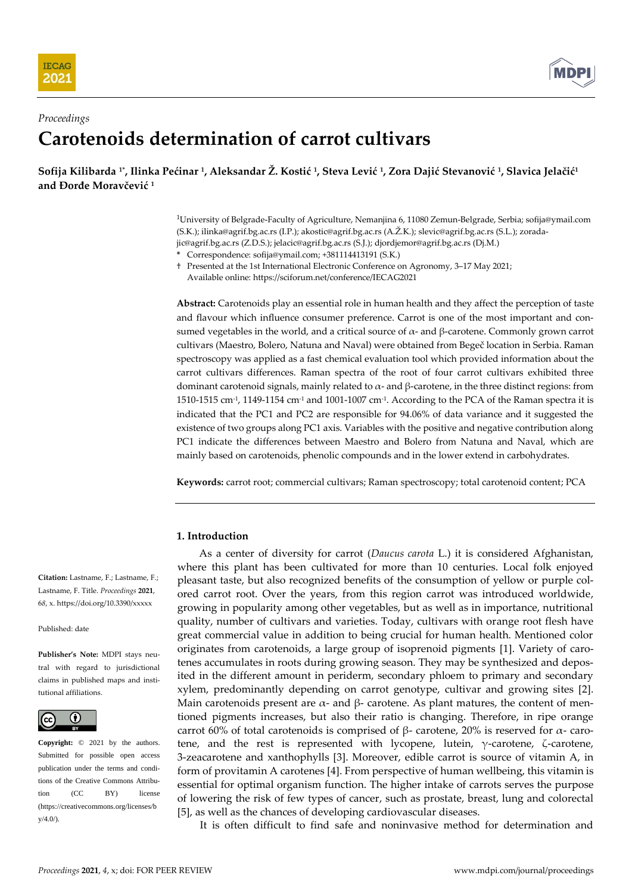*Proceedings*

# Carotenoids determination of carrot cultivars

**Sofija Kilibarda [1*], Ilinka Pećinar [1], Aleksandar Ž. Kostić [1], Steva Lević [1], Zora Dajić Stevanović [1], Slavica Jelačić[1] and Đorđe Moravčević [1]**

[1]University of Belgrade-Faculty of Agriculture, Nemanjina 6, 11080 Zemun-Belgrade, Serbia; sofija@ymail.com (S.K.); ilinka@agrif.bg.ac.rs (I.P.); akostic@agrif.bg.ac.rs (A.Ž.K.); slevic@agrif.bg.ac.rs (S.L.); zoradajic@agrif.bg.ac.rs (Z.D.S.); jelacic@agrif.bg.ac.rs (S.J.); djordjemor@agrif.bg.ac.rs (Dj.M.)

\* Correspondence: sofija@ymail.com; +381114413191 (S.K.)

† Presented at the 1st International Electronic Conference on Agronomy, 3–17 May 2021; Available online: https://sciforum.net/conference/IECAG2021

**Abstract:** Carotenoids play an essential role in human health and they affect the perception of taste and flavour which influence consumer preference. Carrot is one of the most important and consumed vegetables in the world, and a critical source of α- and β-carotene. Commonly grown carrot cultivars (Maestro, Bolero, Natuna and Naval) were obtained from Begeč location in Serbia. Raman spectroscopy was applied as a fast chemical evaluation tool which provided information about the carrot cultivars differences. Raman spectra of the root of four carrot cultivars exhibited three dominant carotenoid signals, mainly related to α- and β-carotene, in the three distinct regions: from 1510-1515 $cm^{-1}$, 1149-1154 $cm^{-1}$ and 1001-1007 $cm^{-1}$. According to the PCA of the Raman spectra it is indicated that the PC1 and PC2 are responsible for 94.06% of data variance and it suggested the existence of two groups along PC1 axis. Variables with the positive and negative contribution along PC1 indicate the differences between Maestro and Bolero from Natuna and Naval, which are mainly based on carotenoids, phenolic compounds and in the lower extend in carbohydrates.

**Keywords:** carrot root; commercial cultivars; Raman spectroscopy; total carotenoid content; PCA

**Citation:** Lastname, F.; Lastname, F.; Lastname, F. Title. *Proceedings* **2021**, 68, x. https://doi.org/10.3390/xxxxx

Published: date

**Publisher's Note:** MDPI stays neutral with regard to jurisdictional claims in published maps and institutional affiliations.

**Copyright:** © 2021 by the authors. Submitted for possible open access publication under the terms and conditions of the Creative Commons Attribution (CC BY) license (https://creativecommons.org/licenses/by/4.0/).

## 1. Introduction

As a center of diversity for carrot (*Daucus carota* L.) it is considered Afghanistan, where this plant has been cultivated for more than 10 centuries. Local folk enjoyed pleasant taste, but also recognized benefits of the consumption of yellow or purple colored carrot root. Over the years, from this region carrot was introduced worldwide, growing in popularity among other vegetables, but as well as in importance, nutritional quality, number of cultivars and varieties. Today, cultivars with orange root flesh have great commercial value in addition to being crucial for human health. Mentioned color originates from carotenoids, a large group of isoprenoid pigments [1]. Variety of carotenes accumulates in roots during growing season. They may be synthesized and deposited in the different amount in periderm, secondary phloem to primary and secondary xylem, predominantly depending on carrot genotype, cultivar and growing sites [2]. Main carotenoids present are α- and β- carotene. As plant matures, the content of mentioned pigments increases, but also their ratio is changing. Therefore, in ripe orange carrot 60% of total carotenoids is comprised of β- carotene, 20% is reserved for α- carotene, and the rest is represented with lycopene, lutein, γ-carotene, ζ-carotene, 3-zeacarotene and xanthophylls [3]. Moreover, edible carrot is source of vitamin A, in form of provitamin A carotenes [4]. From perspective of human wellbeing, this vitamin is essential for optimal organism function. The higher intake of carrots serves the purpose of lowering the risk of few types of cancer, such as prostate, breast, lung and colorectal [5], as well as the chances of developing cardiovascular diseases.

It is often difficult to find safe and noninvasive method for determination and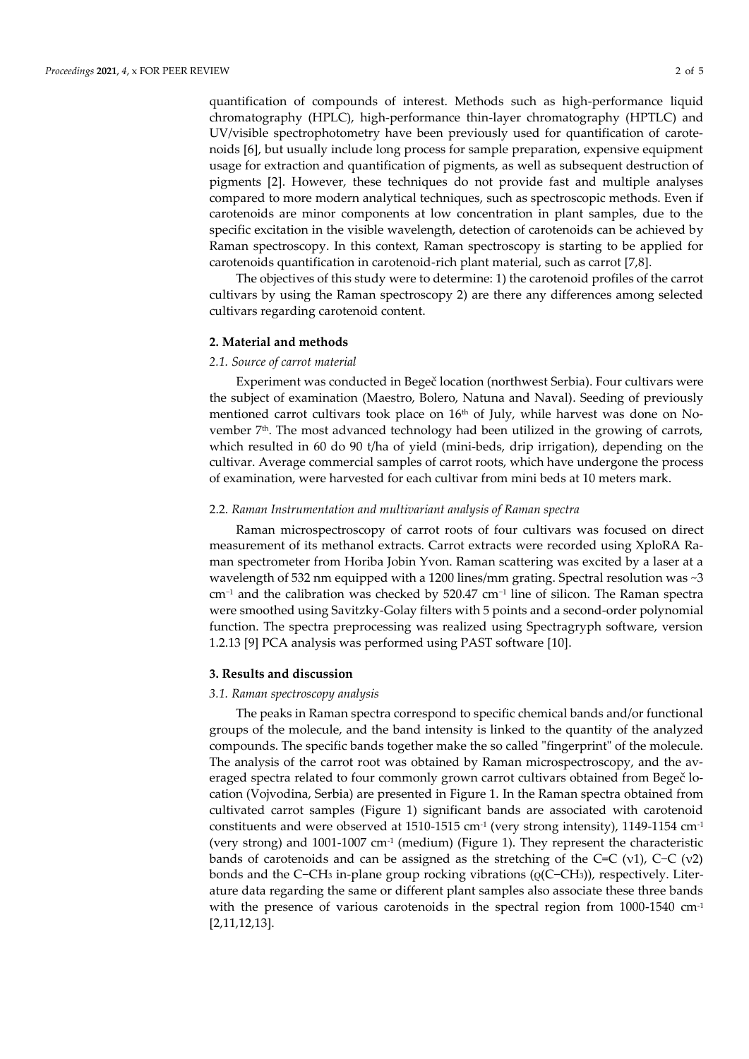quantification of compounds of interest. Methods such as high-performance liquid chromatography (HPLC), high-performance thin-layer chromatography (HPTLC) and UV/visible spectrophotometry have been previously used for quantification of carotenoids [6], but usually include long process for sample preparation, expensive equipment usage for extraction and quantification of pigments, as well as subsequent destruction of pigments [2]. However, these techniques do not provide fast and multiple analyses compared to more modern analytical techniques, such as spectroscopic methods. Even if carotenoids are minor components at low concentration in plant samples, due to the specific excitation in the visible wavelength, detection of carotenoids can be achieved by Raman spectroscopy. In this context, Raman spectroscopy is starting to be applied for carotenoids quantification in carotenoid-rich plant material, such as carrot [7,8].

The objectives of this study were to determine: 1) the carotenoid profiles of the carrot cultivars by using the Raman spectroscopy 2) are there any differences among selected cultivars regarding carotenoid content.

## 2. Material and methods

### *2.1. Source of carrot material*

Experiment was conducted in Begeč location (northwest Serbia). Four cultivars were the subject of examination (Maestro, Bolero, Natuna and Naval). Seeding of previously mentioned carrot cultivars took place on 16th of July, while harvest was done on November 7th. The most advanced technology had been utilized in the growing of carrots, which resulted in 60 do 90 t/ha of yield (mini-beds, drip irrigation), depending on the cultivar. Average commercial samples of carrot roots, which have undergone the process of examination, were harvested for each cultivar from mini beds at 10 meters mark.

### 2.2. *Raman Instrumentation and multivariant analysis of Raman spectra*

Raman microspectroscopy of carrot roots of four cultivars was focused on direct measurement of its methanol extracts. Carrot extracts were recorded using XploRA Raman spectrometer from Horiba Jobin Yvon. Raman scattering was excited by a laser at a wavelength of 532 nm equipped with a 1200 lines/mm grating. Spectral resolution was ~3 $cm^{-1}$ and the calibration was checked by 520.47 $cm^{-1}$ line of silicon. The Raman spectra were smoothed using Savitzky-Golay filters with 5 points and a second-order polynomial function. The spectra preprocessing was realized using Spectragryph software, version 1.2.13 [9] PCA analysis was performed using PAST software [10].

## 3. Results and discussion

### *3.1. Raman spectroscopy analysis*

The peaks in Raman spectra correspond to specific chemical bands and/or functional groups of the molecule, and the band intensity is linked to the quantity of the analyzed compounds. The specific bands together make the so called "fingerprint" of the molecule. The analysis of the carrot root was obtained by Raman microspectroscopy, and the averaged spectra related to four commonly grown carrot cultivars obtained from Begeč location (Vojvodina, Serbia) are presented in Figure 1. In the Raman spectra obtained from cultivated carrot samples (Figure 1) significant bands are associated with carotenoid constituents and were observed at 1510-1515 $cm^{-1}$ (very strong intensity), 1149-1154 $cm^{-1}$ (very strong) and 1001-1007 $cm^{-1}$ (medium) (Figure 1). They represent the characteristic bands of carotenoids and can be assigned as the stretching of the C=C ($\nu$1), C−C ($\nu$2) bonds and the C−$CH_3$ in-plane group rocking vibrations ($\rho$(C−$CH_3$)), respectively. Literature data regarding the same or different plant samples also associate these three bands with the presence of various carotenoids in the spectral region from 1000-1540 $cm^{-1}$ [2,11,12,13].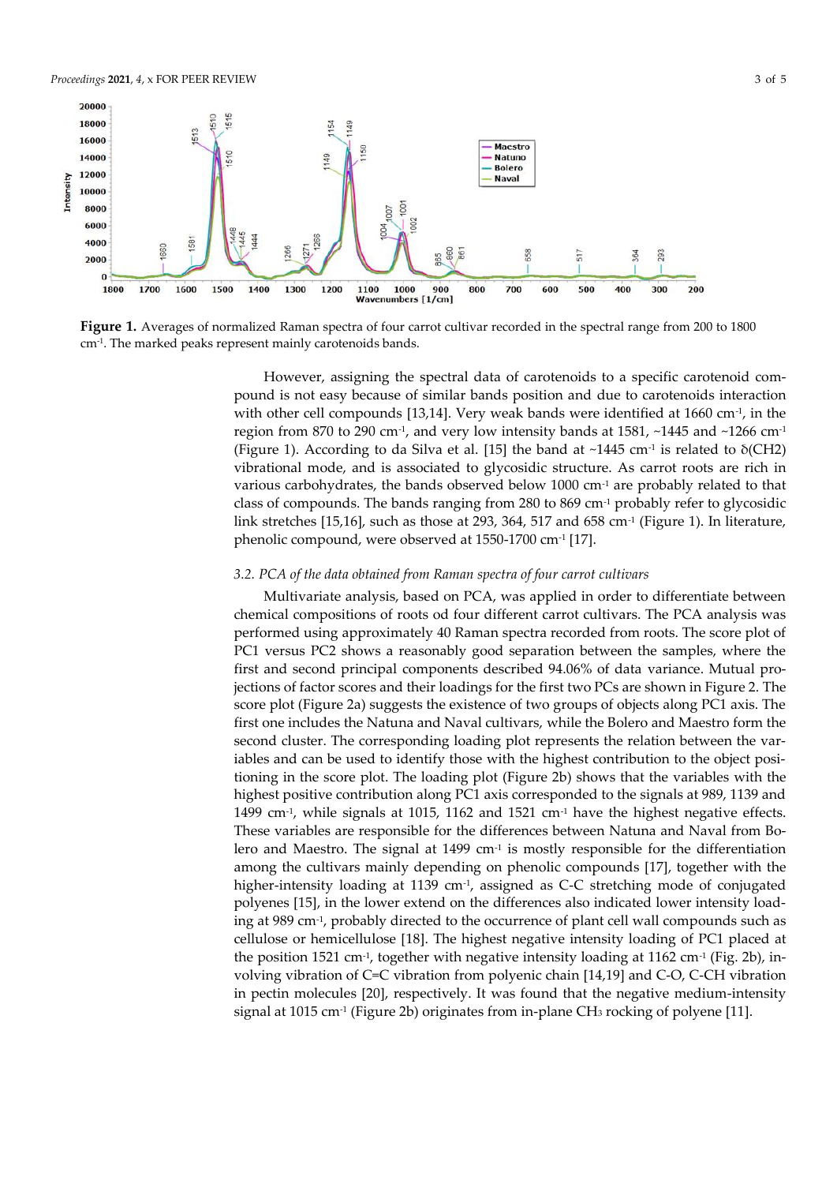**Figure 1.** Averages of normalized Raman spectra of four carrot cultivar recorded in the spectral range from 200 to 1800 cm$^{-1}$. The marked peaks represent mainly carotenoids bands.

However, assigning the spectral data of carotenoids to a specific carotenoid compound is not easy because of similar bands position and due to carotenoids interaction with other cell compounds [13,14]. Very weak bands were identified at 1660 cm$^{-1}$, in the region from 870 to 290 cm$^{-1}$, and very low intensity bands at 1581, ~1445 and ~1266 cm$^{-1}$ (Figure 1). According to da Silva et al. [15] the band at ~1445 cm$^{-1}$ is related to $\delta(CH_2)$ vibrational mode, and is associated to glycosidic structure. As carrot roots are rich in various carbohydrates, the bands observed below 1000 cm$^{-1}$ are probably related to that class of compounds. The bands ranging from 280 to 869 cm$^{-1}$ probably refer to glycosidic link stretches [15,16], such as those at 293, 364, 517 and 658 cm$^{-1}$ (Figure 1). In literature, phenolic compound, were observed at 1550-1700 cm$^{-1}$ [17].

### *3.2. PCA of the data obtained from Raman spectra of four carrot cultivars*

Multivariate analysis, based on PCA, was applied in order to differentiate between chemical compositions of roots od four different carrot cultivars. The PCA analysis was performed using approximately 40 Raman spectra recorded from roots. The score plot of PC1 versus PC2 shows a reasonably good separation between the samples, where the first and second principal components described 94.06% of data variance. Mutual projections of factor scores and their loadings for the first two PCs are shown in Figure 2. The score plot (Figure 2a) suggests the existence of two groups of objects along PC1 axis. The first one includes the Natuna and Naval cultivars, while the Bolero and Maestro form the second cluster. The corresponding loading plot represents the relation between the variables and can be used to identify those with the highest contribution to the object positioning in the score plot. The loading plot (Figure 2b) shows that the variables with the highest positive contribution along PC1 axis corresponded to the signals at 989, 1139 and 1499 cm$^{-1}$, while signals at 1015, 1162 and 1521 cm$^{-1}$ have the highest negative effects. These variables are responsible for the differences between Natuna and Naval from Bolero and Maestro. The signal at 1499 cm$^{-1}$ is mostly responsible for the differentiation among the cultivars mainly depending on phenolic compounds [17], together with the higher-intensity loading at 1139 cm$^{-1}$, assigned as C-C stretching mode of conjugated polyenes [15], in the lower extend on the differences also indicated lower intensity loading at 989 cm$^{-1}$, probably directed to the occurrence of plant cell wall compounds such as cellulose or hemicellulose [18]. The highest negative intensity loading of PC1 placed at the position 1521 cm$^{-1}$, together with negative intensity loading at 1162 cm$^{-1}$ (Fig. 2b), involving vibration of C=C vibration from polyenic chain [14,19] and C-O, C-CH vibration in pectin molecules [20], respectively. It was found that the negative medium-intensity signal at 1015 cm$^{-1}$ (Figure 2b) originates from in-plane $CH_3$ rocking of polyene [11].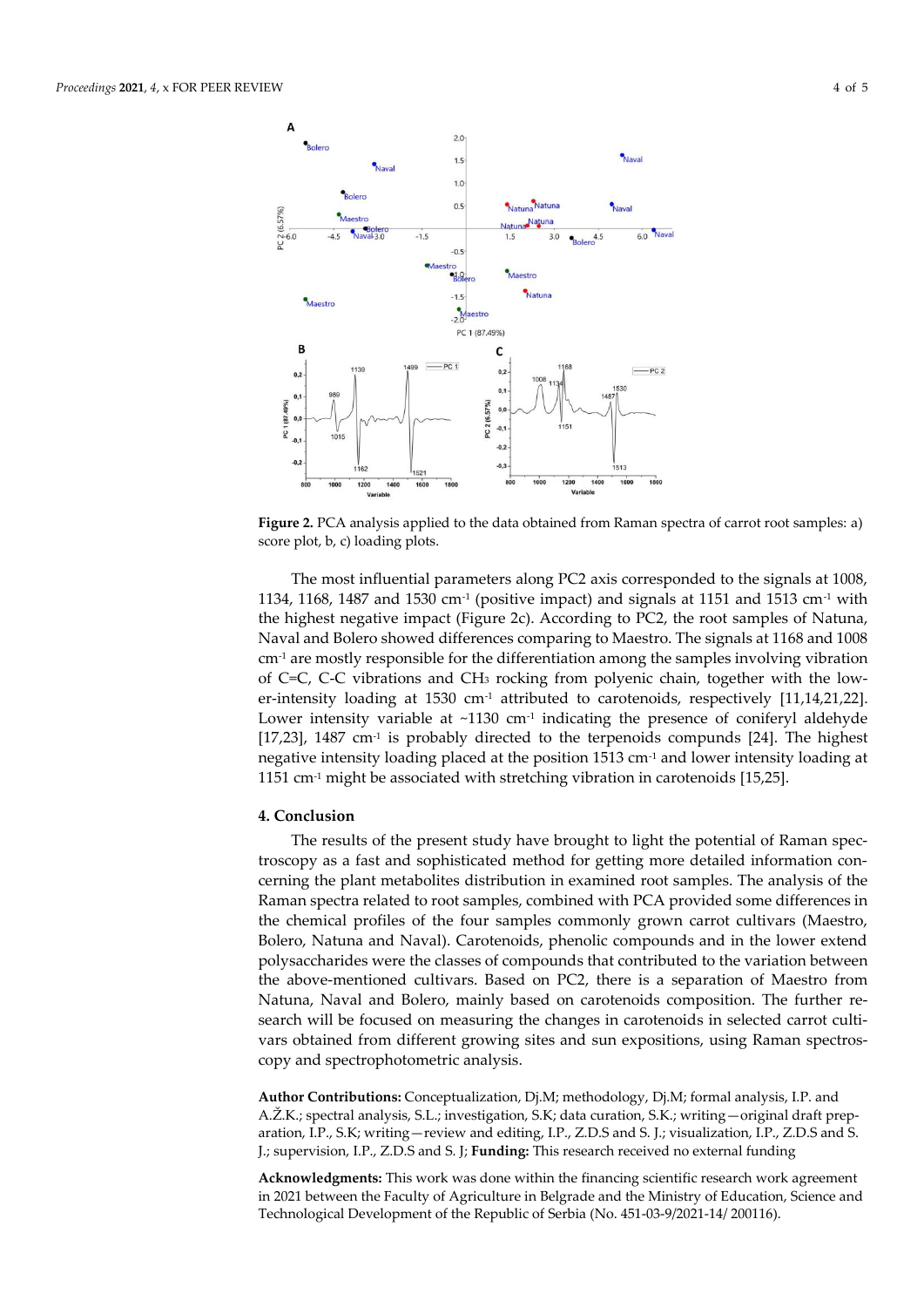**Figure 2.** PCA analysis applied to the data obtained from Raman spectra of carrot root samples: a) score plot, b, c) loading plots.

The most influential parameters along PC2 axis corresponded to the signals at 1008, 1134, 1168, 1487 and 1530 $cm^{-1}$ (positive impact) and signals at 1151 and 1513 $cm^{-1}$ with the highest negative impact (Figure 2c). According to PC2, the root samples of Natuna, Naval and Bolero showed differences comparing to Maestro. The signals at 1168 and 1008 $cm^{-1}$ are mostly responsible for the differentiation among the samples involving vibration of C=C, C-C vibrations and $CH_3$ rocking from polyenic chain, together with the lower-intensity loading at 1530 $cm^{-1}$ attributed to carotenoids, respectively [11,14,21,22]. Lower intensity variable at ~1130 $cm^{-1}$ indicating the presence of coniferyl aldehyde [17,23], 1487 $cm^{-1}$ is probably directed to the terpenoids compunds [24]. The highest negative intensity loading placed at the position 1513 $cm^{-1}$ and lower intensity loading at 1151 $cm^{-1}$ might be associated with stretching vibration in carotenoids [15,25].

## 4. Conclusion

The results of the present study have brought to light the potential of Raman spectroscopy as a fast and sophisticated method for getting more detailed information concerning the plant metabolites distribution in examined root samples. The analysis of the Raman spectra related to root samples, combined with PCA provided some differences in the chemical profiles of the four samples commonly grown carrot cultivars (Maestro, Bolero, Natuna and Naval). Carotenoids, phenolic compounds and in the lower extend polysaccharides were the classes of compounds that contributed to the variation between the above-mentioned cultivars. Based on PC2, there is a separation of Maestro from Natuna, Naval and Bolero, mainly based on carotenoids composition. The further research will be focused on measuring the changes in carotenoids in selected carrot cultivars obtained from different growing sites and sun expositions, using Raman spectroscopy and spectrophotometric analysis.

**Author Contributions:** Conceptualization, Dj.M; methodology, Dj.M; formal analysis, I.P. and A.Ž.K.; spectral analysis, S.L.; investigation, S.K; data curation, S.K.; writing—original draft preparation, I.P., S.K; writing—review and editing, I.P., Z.D.S and S. J.; visualization, I.P., Z.D.S and S. J.; supervision, I.P., Z.D.S and S. J; **Funding:** This research received no external funding

**Acknowledgments:** This work was done within the financing scientific research work agreement in 2021 between the Faculty of Agriculture in Belgrade and the Ministry of Education, Science and Technological Development of the Republic of Serbia (No. 451-03-9/2021-14/ 200116).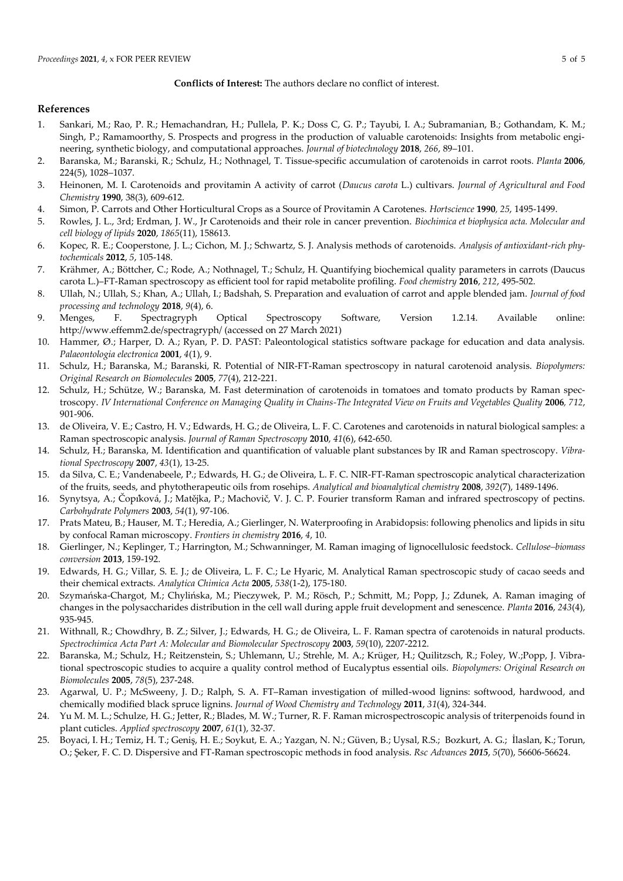**Conflicts of Interest:** The authors declare no conflict of interest.

## References

1. Sankari, M.; Rao, P. R.; Hemachandran, H.; Pullela, P. K.; Doss C, G. P.; Tayubi, I. A.; Subramanian, B.; Gothandam, K. M.; Singh, P.; Ramamoorthy, S. Prospects and progress in the production of valuable carotenoids: Insights from metabolic engineering, synthetic biology, and computational approaches. *Journal of biotechnology* **2018**, *266*, 89–101.
2. Baranska, M.; Baranski, R.; Schulz, H.; Nothnagel, T. Tissue-specific accumulation of carotenoids in carrot roots. *Planta* **2006**, 224(5), 1028–1037.
3. Heinonen, M. I. Carotenoids and provitamin A activity of carrot (*Daucus carota* L.) cultivars. *Journal of Agricultural and Food Chemistry* **1990**, 38(3), 609-612.
4. Simon, P. Carrots and Other Horticultural Crops as a Source of Provitamin A Carotenes. *Hortscience* **1990**, *25*, 1495-1499.
5. Rowles, J. L., 3rd; Erdman, J. W., Jr Carotenoids and their role in cancer prevention. *Biochimica et biophysica acta. Molecular and cell biology of lipids* **2020**, *1865*(11), 158613.
6. Kopec, R. E.; Cooperstone, J. L.; Cichon, M. J.; Schwartz, S. J. Analysis methods of carotenoids. *Analysis of antioxidant-rich phytochemicals* **2012**, *5*, 105-148.
7. Krähmer, A.; Böttcher, C.; Rode, A.; Nothnagel, T.; Schulz, H. Quantifying biochemical quality parameters in carrots (Daucus carota L.)–FT-Raman spectroscopy as efficient tool for rapid metabolite profiling. *Food chemistry* **2016**, *212*, 495-502.
8. Ullah, N.; Ullah, S.; Khan, A.; Ullah, I.; Badshah, S. Preparation and evaluation of carrot and apple blended jam. *Journal of food processing and technology* **2018**, *9*(4), 6.
9. Menges, F. Spectragryph Optical Spectroscopy Software, Version 1.2.14. Available online: http://www.effemm2.de/spectragryph/ (accessed on 27 March 2021)
10. Hammer, Ø.; Harper, D. A.; Ryan, P. D. PAST: Paleontological statistics software package for education and data analysis. *Palaeontologia electronica* **2001**, *4*(1), 9.
11. Schulz, H.; Baranska, M.; Baranski, R. Potential of NIR-FT-Raman spectroscopy in natural carotenoid analysis. *Biopolymers: Original Research on Biomolecules* **2005**, *77*(4), 212-221.
12. Schulz, H.; Schütze, W.; Baranska, M. Fast determination of carotenoids in tomatoes and tomato products by Raman spectroscopy. *IV International Conference on Managing Quality in Chains-The Integrated View on Fruits and Vegetables Quality* **2006**, *712*, 901-906.
13. de Oliveira, V. E.; Castro, H. V.; Edwards, H. G.; de Oliveira, L. F. C. Carotenes and carotenoids in natural biological samples: a Raman spectroscopic analysis. *Journal of Raman Spectroscopy* **2010**, *41*(6), 642-650.
14. Schulz, H.; Baranska, M. Identification and quantification of valuable plant substances by IR and Raman spectroscopy. *Vibrational Spectroscopy* **2007**, *43*(1), 13-25.
15. da Silva, C. E.; Vandenabeele, P.; Edwards, H. G.; de Oliveira, L. F. C. NIR-FT-Raman spectroscopic analytical characterization of the fruits, seeds, and phytotherapeutic oils from rosehips. *Analytical and bioanalytical chemistry* **2008**, *392*(7), 1489-1496.
16. Synytsya, A.; Čopíková, J.; Matějka, P.; Machovič, V. J. C. P. Fourier transform Raman and infrared spectroscopy of pectins. *Carbohydrate Polymers* **2003**, *54*(1), 97-106.
17. Prats Mateu, B.; Hauser, M. T.; Heredia, A.; Gierlinger, N. Waterproofing in Arabidopsis: following phenolics and lipids in situ by confocal Raman microscopy. *Frontiers in chemistry* **2016**, *4*, 10.
18. Gierlinger, N.; Keplinger, T.; Harrington, M.; Schwanninger, M. Raman imaging of lignocellulosic feedstock. *Cellulose–biomass conversion* **2013**, 159-192.
19. Edwards, H. G.; Villar, S. E. J.; de Oliveira, L. F. C.; Le Hyaric, M. Analytical Raman spectroscopic study of cacao seeds and their chemical extracts. *Analytica Chimica Acta* **2005**, *538*(1-2), 175-180.
20. Szymańska-Chargot, M.; Chylińska, M.; Pieczywek, P. M.; Rösch, P.; Schmitt, M.; Popp, J.; Zdunek, A. Raman imaging of changes in the polysaccharides distribution in the cell wall during apple fruit development and senescence. *Planta* **2016**, *243*(4), 935-945.
21. Withnall, R.; Chowdhry, B. Z.; Silver, J.; Edwards, H. G.; de Oliveira, L. F. Raman spectra of carotenoids in natural products. *Spectrochimica Acta Part A: Molecular and Biomolecular Spectroscopy* **2003**, *59*(10), 2207-2212.
22. Baranska, M.; Schulz, H.; Reitzenstein, S.; Uhlemann, U.; Strehle, M. A.; Krüger, H.; Quilitzsch, R.; Foley, W.;Popp, J. Vibrational spectroscopic studies to acquire a quality control method of Eucalyptus essential oils. *Biopolymers: Original Research on Biomolecules* **2005**, *78*(5), 237-248.
23. Agarwal, U. P.; McSweeny, J. D.; Ralph, S. A. FT–Raman investigation of milled-wood lignins: softwood, hardwood, and chemically modified black spruce lignins. *Journal of Wood Chemistry and Technology* **2011**, *31*(4), 324-344.
24. Yu M. M. L.; Schulze, H. G.; Jetter, R.; Blades, M. W.; Turner, R. F. Raman microspectroscopic analysis of triterpenoids found in plant cuticles. *Applied spectroscopy* **2007**, *61*(1), 32-37.
25. Boyaci, I. H.; Temiz, H. T.; Geniş, H. E.; Soykut, E. A.; Yazgan, N. N.; Güven, B.; Uysal, R.S.; Bozkurt, A. G.; İlaslan, K.; Torun, O.; Şeker, F. C. D. Dispersive and FT-Raman spectroscopic methods in food analysis. *Rsc Advances* ***2015***, *5*(70), 56606-56624.